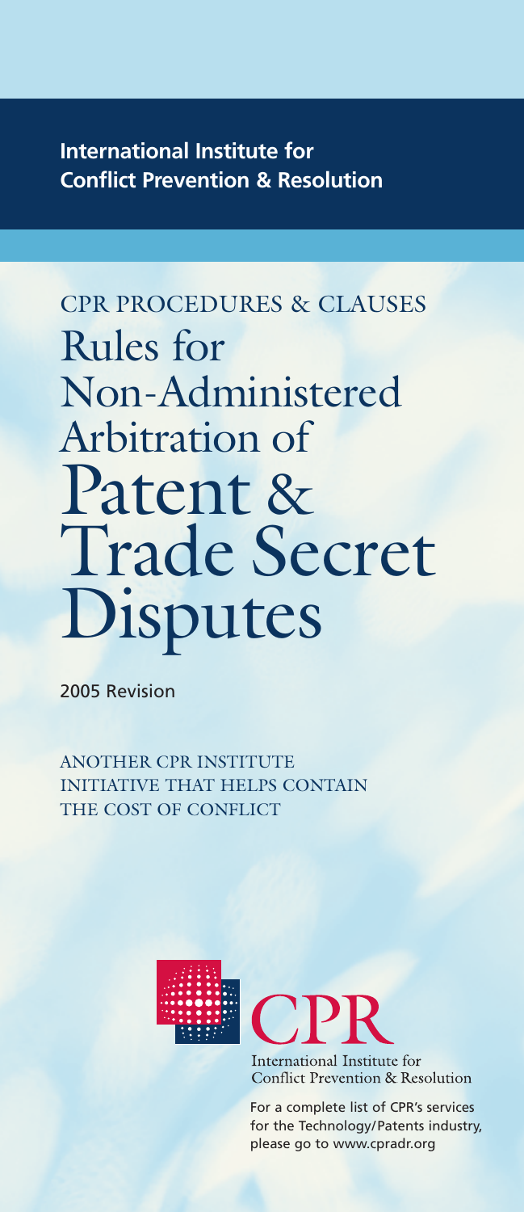**International Institute for Conflict Prevention & Resolution**

CPR PROCEDURES & CLAUSES

# Rules for Non-Administered Arbitration of Patent & Trade Secret Disputes

2005 Revision

ANOTHER CPR INSTITUTE INITIATIVE THAT HELPS CONTAIN THE COST OF CONFLICT

CPR

International Institute for Conflict Prevention & Resolution

For a complete list of CPR's services for the Technology/Patents industry, please go to www.cpradr.org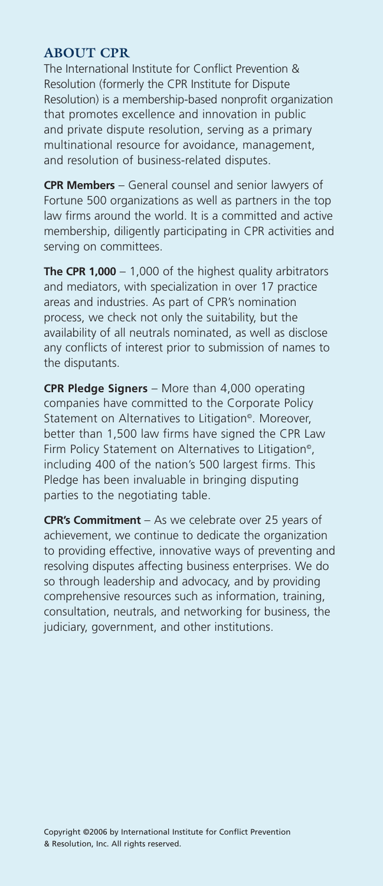## ABOUT CPR

The International Institute for Conflict Prevention & Resolution (formerly the CPR Institute for Dispute Resolution) is a membership-based nonprofit organization that promotes excellence and innovation in public and private dispute resolution, serving as a primary multinational resource for avoidance, management, and resolution of business-related disputes.

**CPR Members** – General counsel and senior lawyers of Fortune 500 organizations as well as partners in the top law firms around the world. It is a committed and active membership, diligently participating in CPR activities and serving on committees.

**The CPR 1,000** – 1,000 of the highest quality arbitrators and mediators, with specialization in over 17 practice areas and industries. As part of CPR's nomination process, we check not only the suitability, but the availability of all neutrals nominated, as well as disclose any conflicts of interest prior to submission of names to the disputants.

**CPR Pledge Signers** – More than 4,000 operating companies have committed to the Corporate Policy Statement on Alternatives to Litigation©. Moreover, better than 1,500 law firms have signed the CPR Law Firm Policy Statement on Alternatives to Litigation©, including 400 of the nation's 500 largest firms. This Pledge has been invaluable in bringing disputing parties to the negotiating table.

**CPR's Commitment** – As we celebrate over 25 years of achievement, we continue to dedicate the organization to providing effective, innovative ways of preventing and resolving disputes affecting business enterprises. We do so through leadership and advocacy, and by providing comprehensive resources such as information, training, consultation, neutrals, and networking for business, the judiciary, government, and other institutions.

Copyright ©2006 by International Institute for Conflict Prevention & Resolution, Inc. All rights reserved.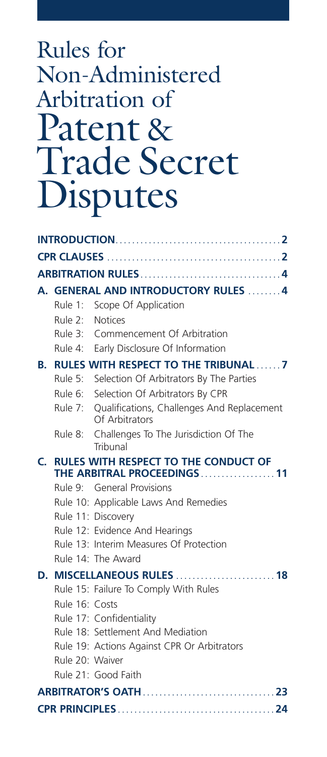# Rules for Non-Administered Arbitration of Patent & Trade Secret Disputes

**INTRODUCTION** .......................................... 2

**CPR CLAUSES** .......................................... 2

**ARBITRATION RULES** .......................................... 4

**A. GENERAL AND INTRODUCTORY RULES** .......... 4

- Rule 1: Scope Of Application
- Rule 2: Notices
- Rule 3: Commencement Of Arbitration
- Rule 4: Early Disclosure Of Information

**B. RULES WITH RESPECT TO THE TRIBUNAL** ...... 7

- Rule 5: Selection Of Arbitrators By The Parties
- Rule 6: Selection Of Arbitrators By CPR
- Rule 7: Qualifications, Challenges And Replacement Of Arbitrators
- Rule 8: Challenges To The Jurisdiction Of The Tribunal

**C. RULES WITH RESPECT TO THE CONDUCT OF THE ARBITRAL PROCEEDINGS** .................. 11

- Rule 9: General Provisions
- Rule 10: Applicable Laws And Remedies
- Rule 11: Discovery
- Rule 12: Evidence And Hearings
- Rule 13: Interim Measures Of Protection
- Rule 14: The Award

**D. MISCELLANEOUS RULES** ........................ 18

- Rule 15: Failure To Comply With Rules
- Rule 16: Costs
- Rule 17: Confidentiality
- Rule 18: Settlement And Mediation
- Rule 19: Actions Against CPR Or Arbitrators
- Rule 20: Waiver
- Rule 21: Good Faith

**ARBITRATOR'S OATH** .......................................... 23

**CPR PRINCIPLES** .......................................... 24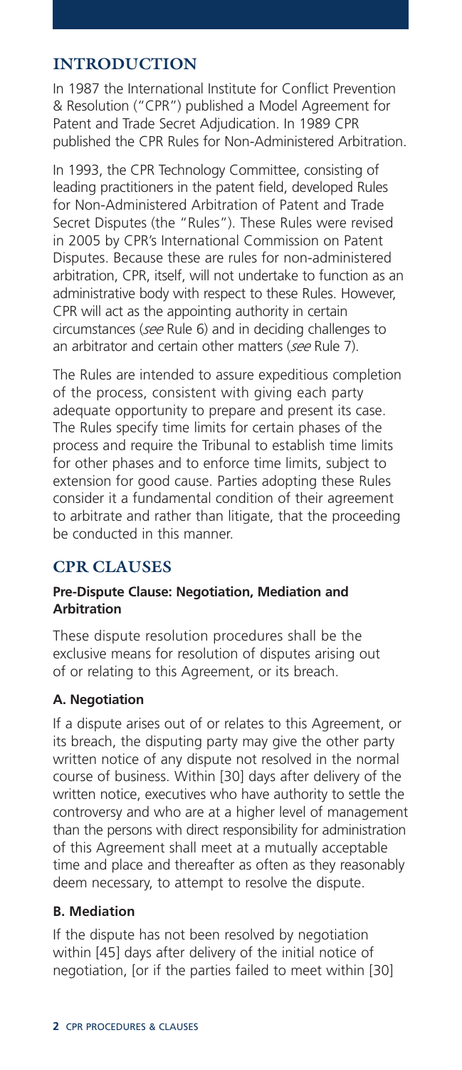## INTRODUCTION

In 1987 the International Institute for Conflict Prevention & Resolution ("CPR") published a Model Agreement for Patent and Trade Secret Adjudication. In 1989 CPR published the CPR Rules for Non-Administered Arbitration.

In 1993, the CPR Technology Committee, consisting of leading practitioners in the patent field, developed Rules for Non-Administered Arbitration of Patent and Trade Secret Disputes (the "Rules"). These Rules were revised in 2005 by CPR's International Commission on Patent Disputes. Because these are rules for non-administered arbitration, CPR, itself, will not undertake to function as an administrative body with respect to these Rules. However, CPR will act as the appointing authority in certain circumstances (*see* Rule 6) and in deciding challenges to an arbitrator and certain other matters (*see* Rule 7).

The Rules are intended to assure expeditious completion of the process, consistent with giving each party adequate opportunity to prepare and present its case. The Rules specify time limits for certain phases of the process and require the Tribunal to establish time limits for other phases and to enforce time limits, subject to extension for good cause. Parties adopting these Rules consider it a fundamental condition of their agreement to arbitrate and rather than litigate, that the proceeding be conducted in this manner.

## CPR CLAUSES

### Pre-Dispute Clause: Negotiation, Mediation and Arbitration

These dispute resolution procedures shall be the exclusive means for resolution of disputes arising out of or relating to this Agreement, or its breach.

#### A. Negotiation

If a dispute arises out of or relates to this Agreement, or its breach, the disputing party may give the other party written notice of any dispute not resolved in the normal course of business. Within [30] days after delivery of the written notice, executives who have authority to settle the controversy and who are at a higher level of management than the persons with direct responsibility for administration of this Agreement shall meet at a mutually acceptable time and place and thereafter as often as they reasonably deem necessary, to attempt to resolve the dispute.

#### B. Mediation

If the dispute has not been resolved by negotiation within [45] days after delivery of the initial notice of negotiation, [or if the parties failed to meet within [30]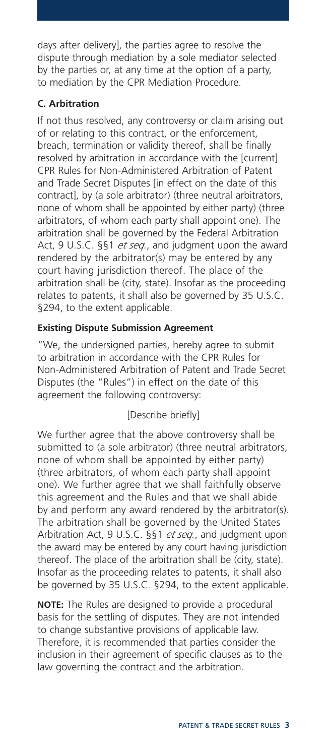days after delivery], the parties agree to resolve the dispute through mediation by a sole mediator selected by the parties or, at any time at the option of a party, to mediation by the CPR Mediation Procedure.

### C. Arbitration

If not thus resolved, any controversy or claim arising out of or relating to this contract, or the enforcement, breach, termination or validity thereof, shall be finally resolved by arbitration in accordance with the [current] CPR Rules for Non-Administered Arbitration of Patent and Trade Secret Disputes [in effect on the date of this contract], by (a sole arbitrator) (three neutral arbitrators, none of whom shall be appointed by either party) (three arbitrators, of whom each party shall appoint one). The arbitration shall be governed by the Federal Arbitration Act, 9 U.S.C. §§1 *et seq.*, and judgment upon the award rendered by the arbitrator(s) may be entered by any court having jurisdiction thereof. The place of the arbitration shall be (city, state). Insofar as the proceeding relates to patents, it shall also be governed by 35 U.S.C. §294, to the extent applicable.

#### Existing Dispute Submission Agreement

"We, the undersigned parties, hereby agree to submit to arbitration in accordance with the CPR Rules for Non-Administered Arbitration of Patent and Trade Secret Disputes (the "Rules") in effect on the date of this agreement the following controversy:

[Describe briefly]

We further agree that the above controversy shall be submitted to (a sole arbitrator) (three neutral arbitrators, none of whom shall be appointed by either party) (three arbitrators, of whom each party shall appoint one). We further agree that we shall faithfully observe this agreement and the Rules and that we shall abide by and perform any award rendered by the arbitrator(s). The arbitration shall be governed by the United States Arbitration Act, 9 U.S.C. §§1 *et seq.*, and judgment upon the award may be entered by any court having jurisdiction thereof. The place of the arbitration shall be (city, state). Insofar as the proceeding relates to patents, it shall also be governed by 35 U.S.C. §294, to the extent applicable.

**NOTE:** The Rules are designed to provide a procedural basis for the settling of disputes. They are not intended to change substantive provisions of applicable law. Therefore, it is recommended that parties consider the inclusion in their agreement of specific clauses as to the law governing the contract and the arbitration.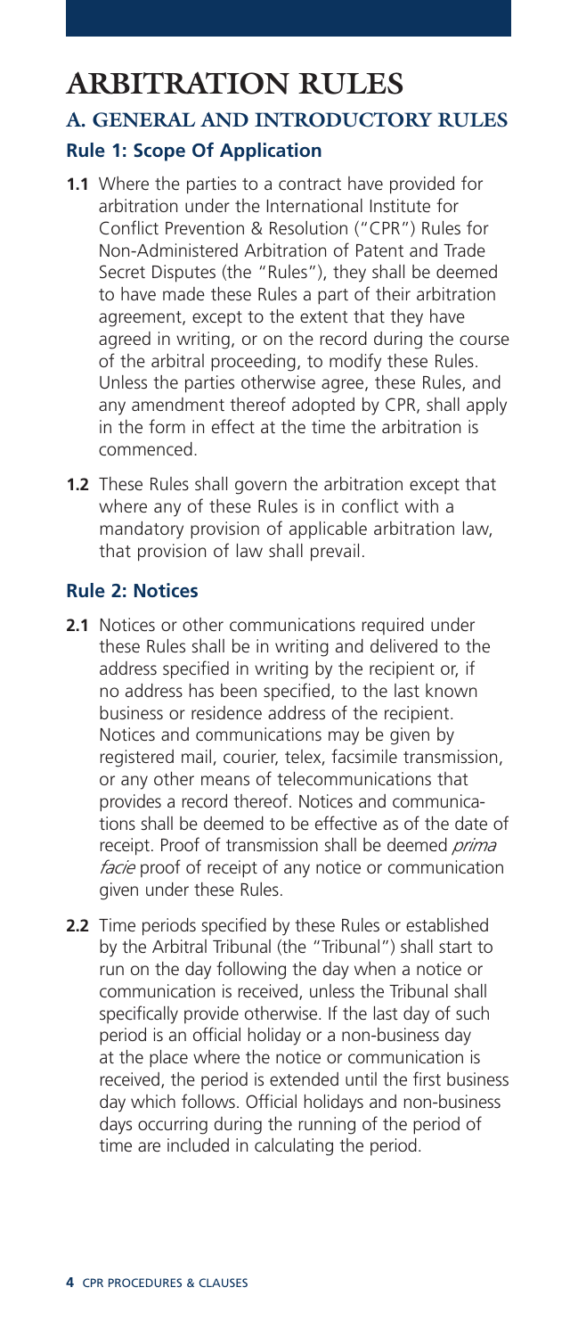# ARBITRATION RULES

## A. GENERAL AND INTRODUCTORY RULES

### Rule 1: Scope Of Application

**1.1** Where the parties to a contract have provided for arbitration under the International Institute for Conflict Prevention & Resolution ("CPR") Rules for Non-Administered Arbitration of Patent and Trade Secret Disputes (the "Rules"), they shall be deemed to have made these Rules a part of their arbitration agreement, except to the extent that they have agreed in writing, or on the record during the course of the arbitral proceeding, to modify these Rules. Unless the parties otherwise agree, these Rules, and any amendment thereof adopted by CPR, shall apply in the form in effect at the time the arbitration is commenced.

**1.2** These Rules shall govern the arbitration except that where any of these Rules is in conflict with a mandatory provision of applicable arbitration law, that provision of law shall prevail.

### Rule 2: Notices

**2.1** Notices or other communications required under these Rules shall be in writing and delivered to the address specified in writing by the recipient or, if no address has been specified, to the last known business or residence address of the recipient. Notices and communications may be given by registered mail, courier, telex, facsimile transmission, or any other means of telecommunications that provides a record thereof. Notices and communications shall be deemed to be effective as of the date of receipt. Proof of transmission shall be deemed *prima facie* proof of receipt of any notice or communication given under these Rules.

**2.2** Time periods specified by these Rules or established by the Arbitral Tribunal (the "Tribunal") shall start to run on the day following the day when a notice or communication is received, unless the Tribunal shall specifically provide otherwise. If the last day of such period is an official holiday or a non-business day at the place where the notice or communication is received, the period is extended until the first business day which follows. Official holidays and non-business days occurring during the running of the period of time are included in calculating the period.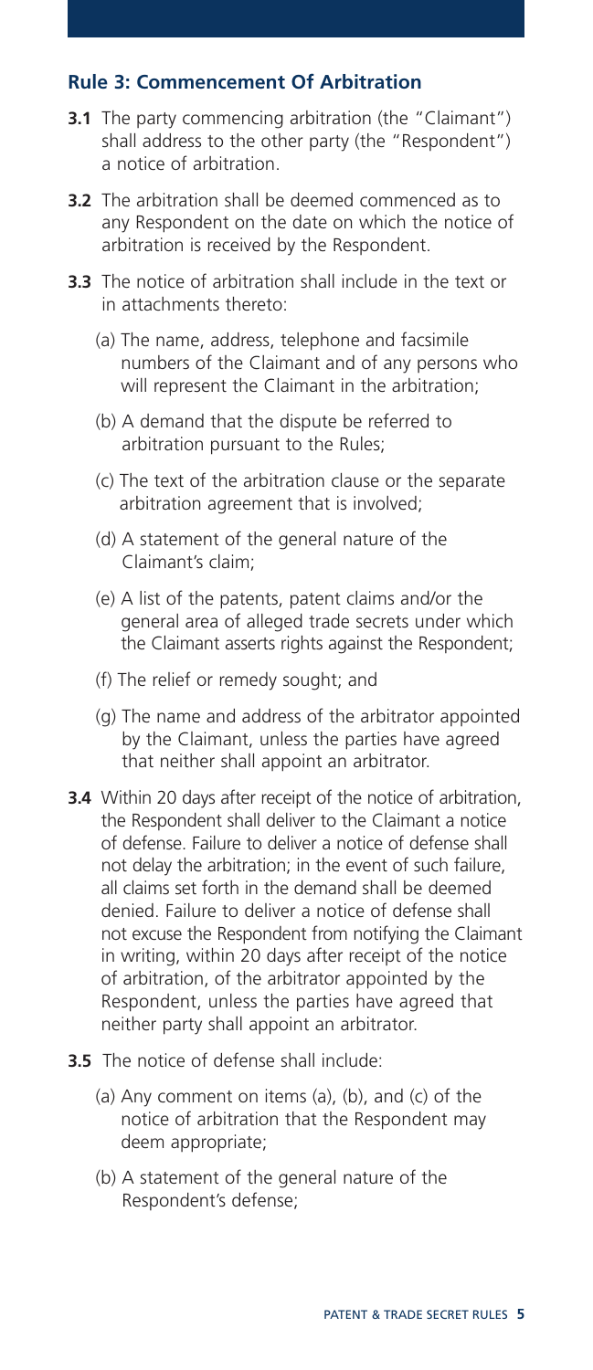## Rule 3: Commencement Of Arbitration

**3.1** The party commencing arbitration (the "Claimant") shall address to the other party (the "Respondent") a notice of arbitration.

**3.2** The arbitration shall be deemed commenced as to any Respondent on the date on which the notice of arbitration is received by the Respondent.

**3.3** The notice of arbitration shall include in the text or in attachments thereto:

(a) The name, address, telephone and facsimile numbers of the Claimant and of any persons who will represent the Claimant in the arbitration;

(b) A demand that the dispute be referred to arbitration pursuant to the Rules;

(c) The text of the arbitration clause or the separate arbitration agreement that is involved;

(d) A statement of the general nature of the Claimant's claim;

(e) A list of the patents, patent claims and/or the general area of alleged trade secrets under which the Claimant asserts rights against the Respondent;

(f) The relief or remedy sought; and

(g) The name and address of the arbitrator appointed by the Claimant, unless the parties have agreed that neither shall appoint an arbitrator.

**3.4** Within 20 days after receipt of the notice of arbitration, the Respondent shall deliver to the Claimant a notice of defense. Failure to deliver a notice of defense shall not delay the arbitration; in the event of such failure, all claims set forth in the demand shall be deemed denied. Failure to deliver a notice of defense shall not excuse the Respondent from notifying the Claimant in writing, within 20 days after receipt of the notice of arbitration, of the arbitrator appointed by the Respondent, unless the parties have agreed that neither party shall appoint an arbitrator.

**3.5** The notice of defense shall include:

(a) Any comment on items (a), (b), and (c) of the notice of arbitration that the Respondent may deem appropriate;

(b) A statement of the general nature of the Respondent's defense;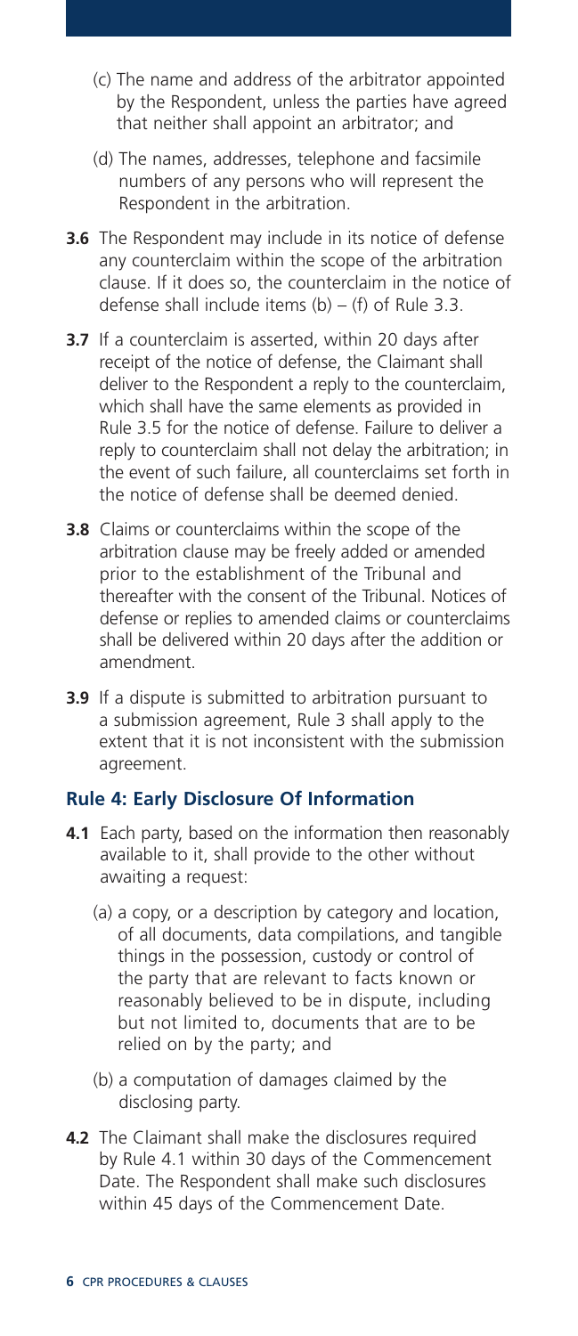(c) The name and address of the arbitrator appointed by the Respondent, unless the parties have agreed that neither shall appoint an arbitrator; and

(d) The names, addresses, telephone and facsimile numbers of any persons who will represent the Respondent in the arbitration.

**3.6** The Respondent may include in its notice of defense any counterclaim within the scope of the arbitration clause. If it does so, the counterclaim in the notice of defense shall include items (b) – (f) of Rule 3.3.

**3.7** If a counterclaim is asserted, within 20 days after receipt of the notice of defense, the Claimant shall deliver to the Respondent a reply to the counterclaim, which shall have the same elements as provided in Rule 3.5 for the notice of defense. Failure to deliver a reply to counterclaim shall not delay the arbitration; in the event of such failure, all counterclaims set forth in the notice of defense shall be deemed denied.

**3.8** Claims or counterclaims within the scope of the arbitration clause may be freely added or amended prior to the establishment of the Tribunal and thereafter with the consent of the Tribunal. Notices of defense or replies to amended claims or counterclaims shall be delivered within 20 days after the addition or amendment.

**3.9** If a dispute is submitted to arbitration pursuant to a submission agreement, Rule 3 shall apply to the extent that it is not inconsistent with the submission agreement.

### Rule 4: Early Disclosure Of Information

**4.1** Each party, based on the information then reasonably available to it, shall provide to the other without awaiting a request:

(a) a copy, or a description by category and location, of all documents, data compilations, and tangible things in the possession, custody or control of the party that are relevant to facts known or reasonably believed to be in dispute, including but not limited to, documents that are to be relied on by the party; and

(b) a computation of damages claimed by the disclosing party.

**4.2** The Claimant shall make the disclosures required by Rule 4.1 within 30 days of the Commencement Date. The Respondent shall make such disclosures within 45 days of the Commencement Date.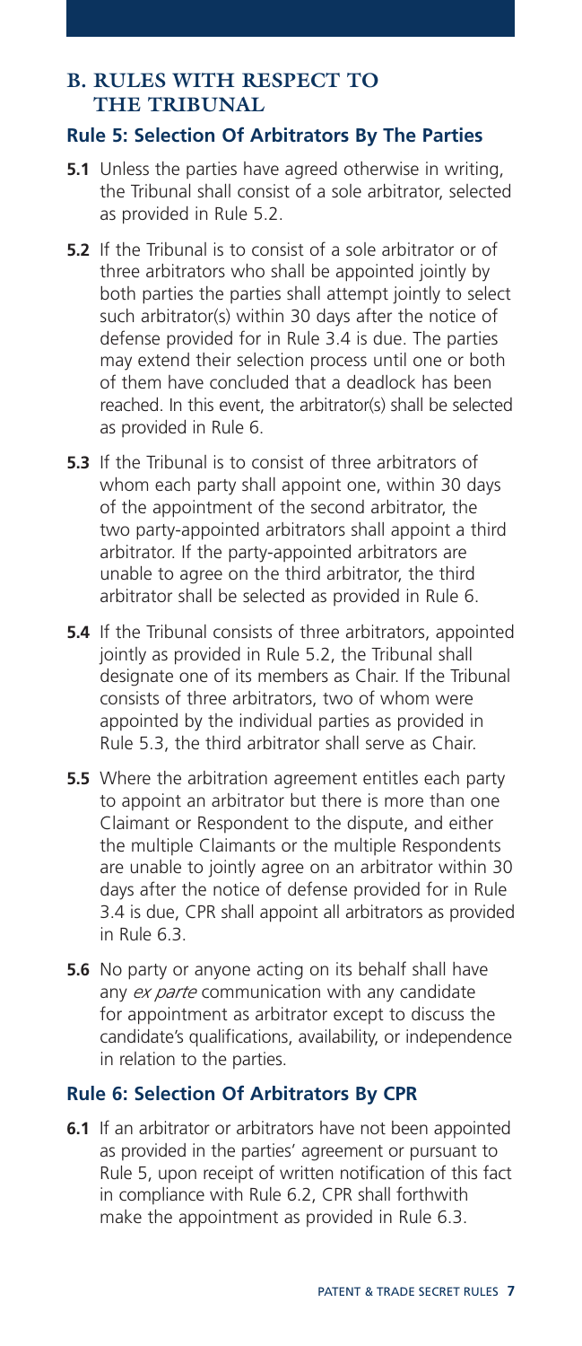## B. RULES WITH RESPECT TO THE TRIBUNAL

### Rule 5: Selection Of Arbitrators By The Parties

**5.1** Unless the parties have agreed otherwise in writing, the Tribunal shall consist of a sole arbitrator, selected as provided in Rule 5.2.

**5.2** If the Tribunal is to consist of a sole arbitrator or of three arbitrators who shall be appointed jointly by both parties the parties shall attempt jointly to select such arbitrator(s) within 30 days after the notice of defense provided for in Rule 3.4 is due. The parties may extend their selection process until one or both of them have concluded that a deadlock has been reached. In this event, the arbitrator(s) shall be selected as provided in Rule 6.

**5.3** If the Tribunal is to consist of three arbitrators of whom each party shall appoint one, within 30 days of the appointment of the second arbitrator, the two party-appointed arbitrators shall appoint a third arbitrator. If the party-appointed arbitrators are unable to agree on the third arbitrator, the third arbitrator shall be selected as provided in Rule 6.

**5.4** If the Tribunal consists of three arbitrators, appointed jointly as provided in Rule 5.2, the Tribunal shall designate one of its members as Chair. If the Tribunal consists of three arbitrators, two of whom were appointed by the individual parties as provided in Rule 5.3, the third arbitrator shall serve as Chair.

**5.5** Where the arbitration agreement entitles each party to appoint an arbitrator but there is more than one Claimant or Respondent to the dispute, and either the multiple Claimants or the multiple Respondents are unable to jointly agree on an arbitrator within 30 days after the notice of defense provided for in Rule 3.4 is due, CPR shall appoint all arbitrators as provided in Rule 6.3.

**5.6** No party or anyone acting on its behalf shall have any *ex parte* communication with any candidate for appointment as arbitrator except to discuss the candidate's qualifications, availability, or independence in relation to the parties.

### Rule 6: Selection Of Arbitrators By CPR

**6.1** If an arbitrator or arbitrators have not been appointed as provided in the parties' agreement or pursuant to Rule 5, upon receipt of written notification of this fact in compliance with Rule 6.2, CPR shall forthwith make the appointment as provided in Rule 6.3.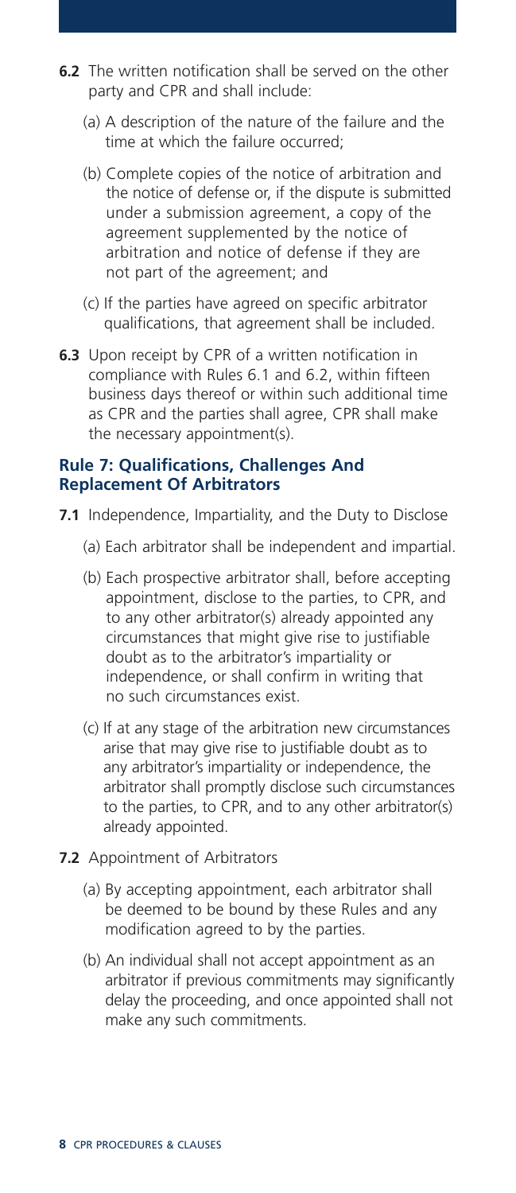**6.2** The written notification shall be served on the other party and CPR and shall include:

(a) A description of the nature of the failure and the time at which the failure occurred;

(b) Complete copies of the notice of arbitration and the notice of defense or, if the dispute is submitted under a submission agreement, a copy of the agreement supplemented by the notice of arbitration and notice of defense if they are not part of the agreement; and

(c) If the parties have agreed on specific arbitrator qualifications, that agreement shall be included.

**6.3** Upon receipt by CPR of a written notification in compliance with Rules 6.1 and 6.2, within fifteen business days thereof or within such additional time as CPR and the parties shall agree, CPR shall make the necessary appointment(s).

### Rule 7: Qualifications, Challenges And Replacement Of Arbitrators

**7.1** Independence, Impartiality, and the Duty to Disclose

(a) Each arbitrator shall be independent and impartial.

(b) Each prospective arbitrator shall, before accepting appointment, disclose to the parties, to CPR, and to any other arbitrator(s) already appointed any circumstances that might give rise to justifiable doubt as to the arbitrator's impartiality or independence, or shall confirm in writing that no such circumstances exist.

(c) If at any stage of the arbitration new circumstances arise that may give rise to justifiable doubt as to any arbitrator's impartiality or independence, the arbitrator shall promptly disclose such circumstances to the parties, to CPR, and to any other arbitrator(s) already appointed.

**7.2** Appointment of Arbitrators

(a) By accepting appointment, each arbitrator shall be deemed to be bound by these Rules and any modification agreed to by the parties.

(b) An individual shall not accept appointment as an arbitrator if previous commitments may significantly delay the proceeding, and once appointed shall not make any such commitments.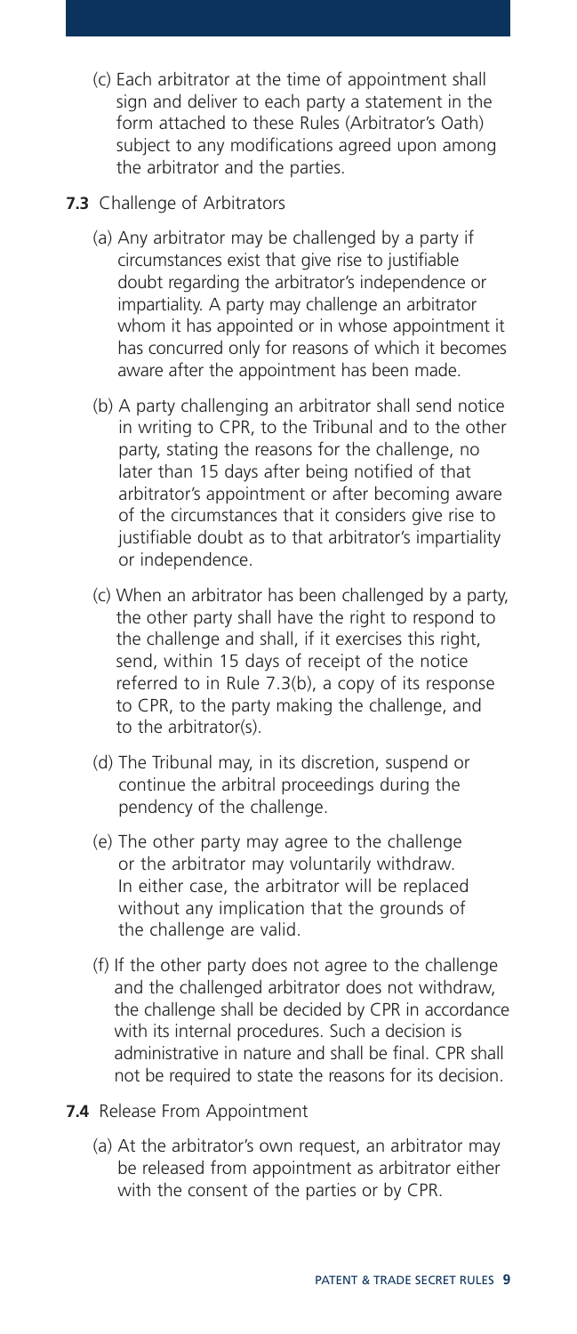(c) Each arbitrator at the time of appointment shall sign and deliver to each party a statement in the form attached to these Rules (Arbitrator's Oath) subject to any modifications agreed upon among the arbitrator and the parties.

**7.3** Challenge of Arbitrators

(a) Any arbitrator may be challenged by a party if circumstances exist that give rise to justifiable doubt regarding the arbitrator's independence or impartiality. A party may challenge an arbitrator whom it has appointed or in whose appointment it has concurred only for reasons of which it becomes aware after the appointment has been made.

(b) A party challenging an arbitrator shall send notice in writing to CPR, to the Tribunal and to the other party, stating the reasons for the challenge, no later than 15 days after being notified of that arbitrator's appointment or after becoming aware of the circumstances that it considers give rise to justifiable doubt as to that arbitrator's impartiality or independence.

(c) When an arbitrator has been challenged by a party, the other party shall have the right to respond to the challenge and shall, if it exercises this right, send, within 15 days of receipt of the notice referred to in Rule 7.3(b), a copy of its response to CPR, to the party making the challenge, and to the arbitrator(s).

(d) The Tribunal may, in its discretion, suspend or continue the arbitral proceedings during the pendency of the challenge.

(e) The other party may agree to the challenge or the arbitrator may voluntarily withdraw. In either case, the arbitrator will be replaced without any implication that the grounds of the challenge are valid.

(f) If the other party does not agree to the challenge and the challenged arbitrator does not withdraw, the challenge shall be decided by CPR in accordance with its internal procedures. Such a decision is administrative in nature and shall be final. CPR shall not be required to state the reasons for its decision.

**7.4** Release From Appointment

(a) At the arbitrator's own request, an arbitrator may be released from appointment as arbitrator either with the consent of the parties or by CPR.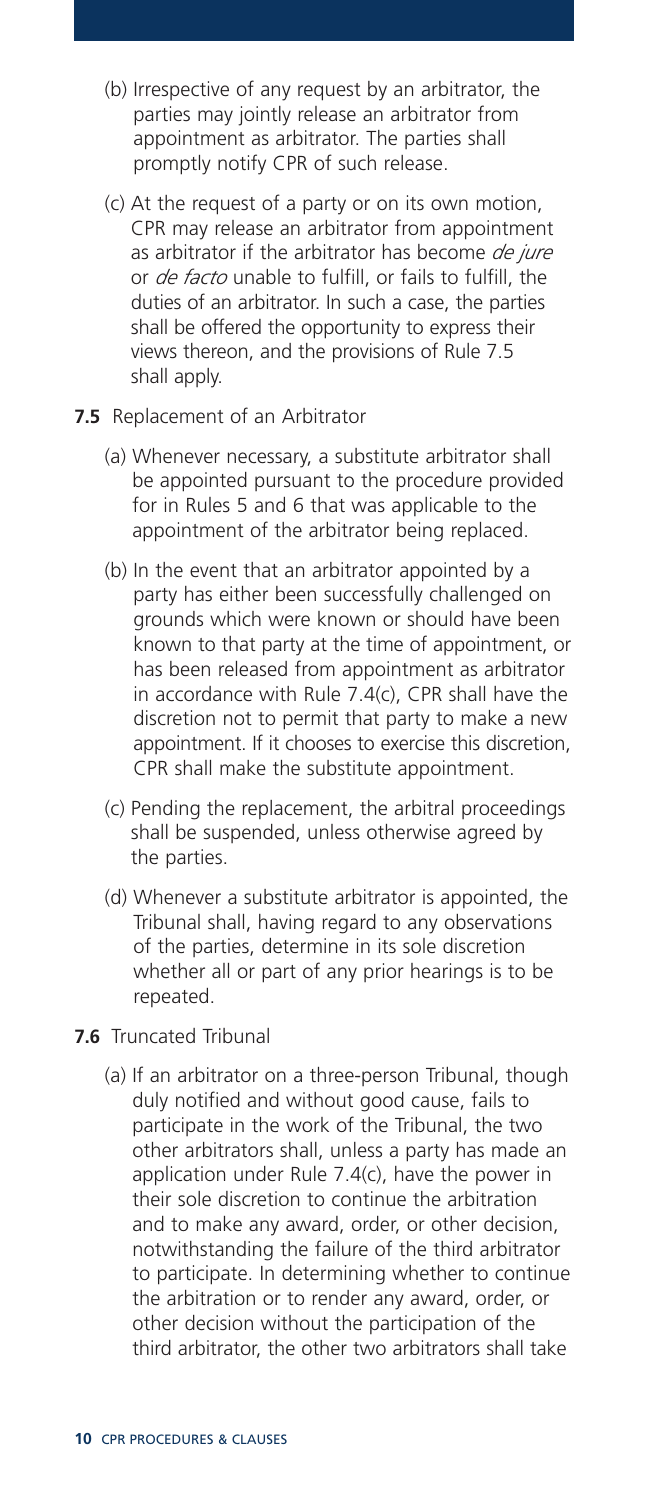(b) Irrespective of any request by an arbitrator, the parties may jointly release an arbitrator from appointment as arbitrator. The parties shall promptly notify CPR of such release.

(c) At the request of a party or on its own motion, CPR may release an arbitrator from appointment as arbitrator if the arbitrator has become *de jure* or *de facto* unable to fulfill, or fails to fulfill, the duties of an arbitrator. In such a case, the parties shall be offered the opportunity to express their views thereon, and the provisions of Rule 7.5 shall apply.

**7.5** Replacement of an Arbitrator

(a) Whenever necessary, a substitute arbitrator shall be appointed pursuant to the procedure provided for in Rules 5 and 6 that was applicable to the appointment of the arbitrator being replaced.

(b) In the event that an arbitrator appointed by a party has either been successfully challenged on grounds which were known or should have been known to that party at the time of appointment, or has been released from appointment as arbitrator in accordance with Rule 7.4(c), CPR shall have the discretion not to permit that party to make a new appointment. If it chooses to exercise this discretion, CPR shall make the substitute appointment.

(c) Pending the replacement, the arbitral proceedings shall be suspended, unless otherwise agreed by the parties.

(d) Whenever a substitute arbitrator is appointed, the Tribunal shall, having regard to any observations of the parties, determine in its sole discretion whether all or part of any prior hearings is to be repeated.

**7.6** Truncated Tribunal

(a) If an arbitrator on a three-person Tribunal, though duly notified and without good cause, fails to participate in the work of the Tribunal, the two other arbitrators shall, unless a party has made an application under Rule 7.4(c), have the power in their sole discretion to continue the arbitration and to make any award, order, or other decision, notwithstanding the failure of the third arbitrator to participate. In determining whether to continue the arbitration or to render any award, order, or other decision without the participation of the third arbitrator, the other two arbitrators shall take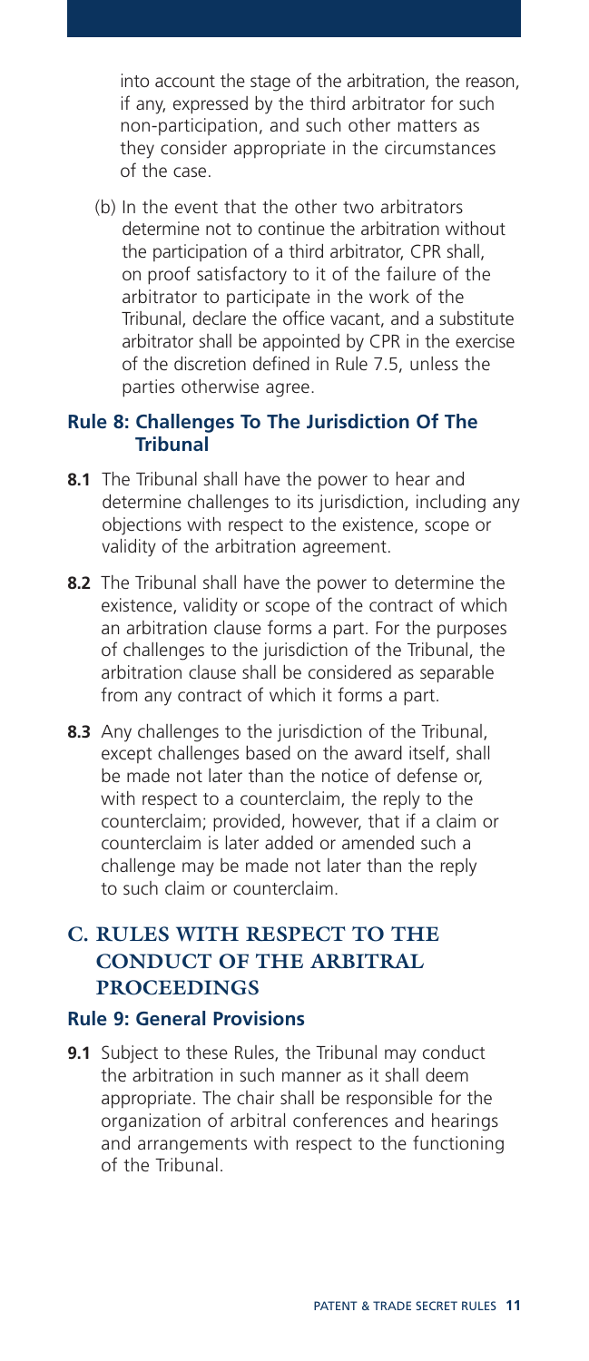into account the stage of the arbitration, the reason, if any, expressed by the third arbitrator for such non-participation, and such other matters as they consider appropriate in the circumstances of the case.

(b) In the event that the other two arbitrators determine not to continue the arbitration without the participation of a third arbitrator, CPR shall, on proof satisfactory to it of the failure of the arbitrator to participate in the work of the Tribunal, declare the office vacant, and a substitute arbitrator shall be appointed by CPR in the exercise of the discretion defined in Rule 7.5, unless the parties otherwise agree.

### Rule 8: Challenges To The Jurisdiction Of The Tribunal

**8.1** The Tribunal shall have the power to hear and determine challenges to its jurisdiction, including any objections with respect to the existence, scope or validity of the arbitration agreement.

**8.2** The Tribunal shall have the power to determine the existence, validity or scope of the contract of which an arbitration clause forms a part. For the purposes of challenges to the jurisdiction of the Tribunal, the arbitration clause shall be considered as separable from any contract of which it forms a part.

**8.3** Any challenges to the jurisdiction of the Tribunal, except challenges based on the award itself, shall be made not later than the notice of defense or, with respect to a counterclaim, the reply to the counterclaim; provided, however, that if a claim or counterclaim is later added or amended such a challenge may be made not later than the reply to such claim or counterclaim.

## C. RULES WITH RESPECT TO THE CONDUCT OF THE ARBITRAL PROCEEDINGS

### Rule 9: General Provisions

**9.1** Subject to these Rules, the Tribunal may conduct the arbitration in such manner as it shall deem appropriate. The chair shall be responsible for the organization of arbitral conferences and hearings and arrangements with respect to the functioning of the Tribunal.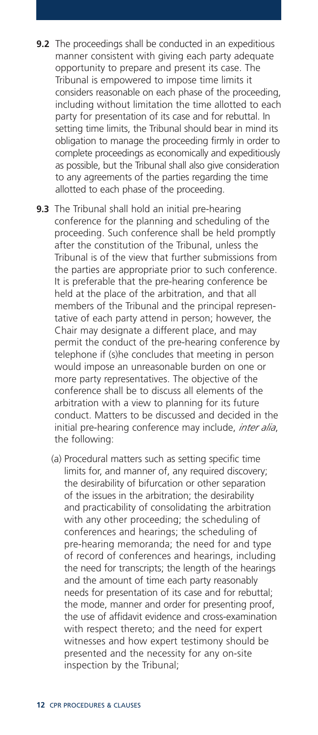**9.2** The proceedings shall be conducted in an expeditious manner consistent with giving each party adequate opportunity to prepare and present its case. The Tribunal is empowered to impose time limits it considers reasonable on each phase of the proceeding, including without limitation the time allotted to each party for presentation of its case and for rebuttal. In setting time limits, the Tribunal should bear in mind its obligation to manage the proceeding firmly in order to complete proceedings as economically and expeditiously as possible, but the Tribunal shall also give consideration to any agreements of the parties regarding the time allotted to each phase of the proceeding.

**9.3** The Tribunal shall hold an initial pre-hearing conference for the planning and scheduling of the proceeding. Such conference shall be held promptly after the constitution of the Tribunal, unless the Tribunal is of the view that further submissions from the parties are appropriate prior to such conference. It is preferable that the pre-hearing conference be held at the place of the arbitration, and that all members of the Tribunal and the principal representative of each party attend in person; however, the Chair may designate a different place, and may permit the conduct of the pre-hearing conference by telephone if (s)he concludes that meeting in person would impose an unreasonable burden on one or more party representatives. The objective of the conference shall be to discuss all elements of the arbitration with a view to planning for its future conduct. Matters to be discussed and decided in the initial pre-hearing conference may include, *inter alia*, the following:

(a) Procedural matters such as setting specific time limits for, and manner of, any required discovery; the desirability of bifurcation or other separation of the issues in the arbitration; the desirability and practicability of consolidating the arbitration with any other proceeding; the scheduling of conferences and hearings; the scheduling of pre-hearing memoranda; the need for and type of record of conferences and hearings, including the need for transcripts; the length of the hearings and the amount of time each party reasonably needs for presentation of its case and for rebuttal; the mode, manner and order for presenting proof, the use of affidavit evidence and cross-examination with respect thereto; and the need for expert witnesses and how expert testimony should be presented and the necessity for any on-site inspection by the Tribunal;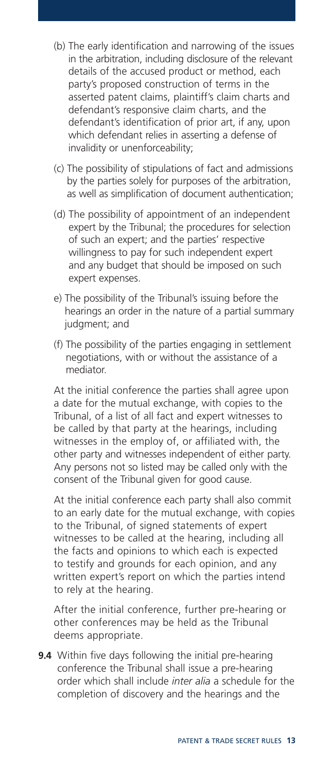(b) The early identification and narrowing of the issues in the arbitration, including disclosure of the relevant details of the accused product or method, each party's proposed construction of terms in the asserted patent claims, plaintiff's claim charts and defendant's responsive claim charts, and the defendant's identification of prior art, if any, upon which defendant relies in asserting a defense of invalidity or unenforceability;

(c) The possibility of stipulations of fact and admissions by the parties solely for purposes of the arbitration, as well as simplification of document authentication;

(d) The possibility of appointment of an independent expert by the Tribunal; the procedures for selection of such an expert; and the parties' respective willingness to pay for such independent expert and any budget that should be imposed on such expert expenses.

e) The possibility of the Tribunal's issuing before the hearings an order in the nature of a partial summary judgment; and

(f) The possibility of the parties engaging in settlement negotiations, with or without the assistance of a mediator.

At the initial conference the parties shall agree upon a date for the mutual exchange, with copies to the Tribunal, of a list of all fact and expert witnesses to be called by that party at the hearings, including witnesses in the employ of, or affiliated with, the other party and witnesses independent of either party. Any persons not so listed may be called only with the consent of the Tribunal given for good cause.

At the initial conference each party shall also commit to an early date for the mutual exchange, with copies to the Tribunal, of signed statements of expert witnesses to be called at the hearing, including all the facts and opinions to which each is expected to testify and grounds for each opinion, and any written expert's report on which the parties intend to rely at the hearing.

After the initial conference, further pre-hearing or other conferences may be held as the Tribunal deems appropriate.

**9.4** Within five days following the initial pre-hearing conference the Tribunal shall issue a pre-hearing order which shall include *inter alia* a schedule for the completion of discovery and the hearings and the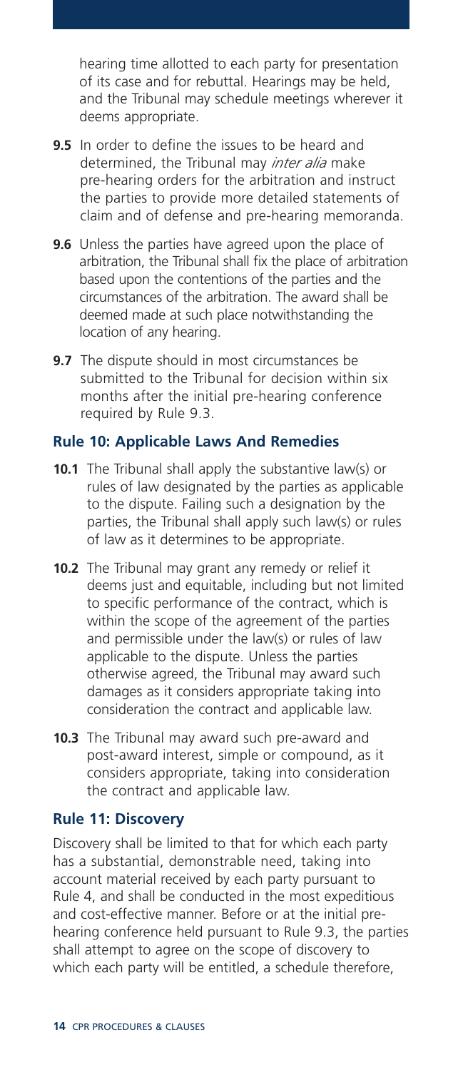hearing time allotted to each party for presentation of its case and for rebuttal. Hearings may be held, and the Tribunal may schedule meetings wherever it deems appropriate.

**9.5** In order to define the issues to be heard and determined, the Tribunal may *inter alia* make pre-hearing orders for the arbitration and instruct the parties to provide more detailed statements of claim and of defense and pre-hearing memoranda.

**9.6** Unless the parties have agreed upon the place of arbitration, the Tribunal shall fix the place of arbitration based upon the contentions of the parties and the circumstances of the arbitration. The award shall be deemed made at such place notwithstanding the location of any hearing.

**9.7** The dispute should in most circumstances be submitted to the Tribunal for decision within six months after the initial pre-hearing conference required by Rule 9.3.

### Rule 10: Applicable Laws And Remedies

**10.1** The Tribunal shall apply the substantive law(s) or rules of law designated by the parties as applicable to the dispute. Failing such a designation by the parties, the Tribunal shall apply such law(s) or rules of law as it determines to be appropriate.

**10.2** The Tribunal may grant any remedy or relief it deems just and equitable, including but not limited to specific performance of the contract, which is within the scope of the agreement of the parties and permissible under the law(s) or rules of law applicable to the dispute. Unless the parties otherwise agreed, the Tribunal may award such damages as it considers appropriate taking into consideration the contract and applicable law.

**10.3** The Tribunal may award such pre-award and post-award interest, simple or compound, as it considers appropriate, taking into consideration the contract and applicable law.

### Rule 11: Discovery

Discovery shall be limited to that for which each party has a substantial, demonstrable need, taking into account material received by each party pursuant to Rule 4, and shall be conducted in the most expeditious and cost-effective manner. Before or at the initial pre-hearing conference held pursuant to Rule 9.3, the parties shall attempt to agree on the scope of discovery to which each party will be entitled, a schedule therefore,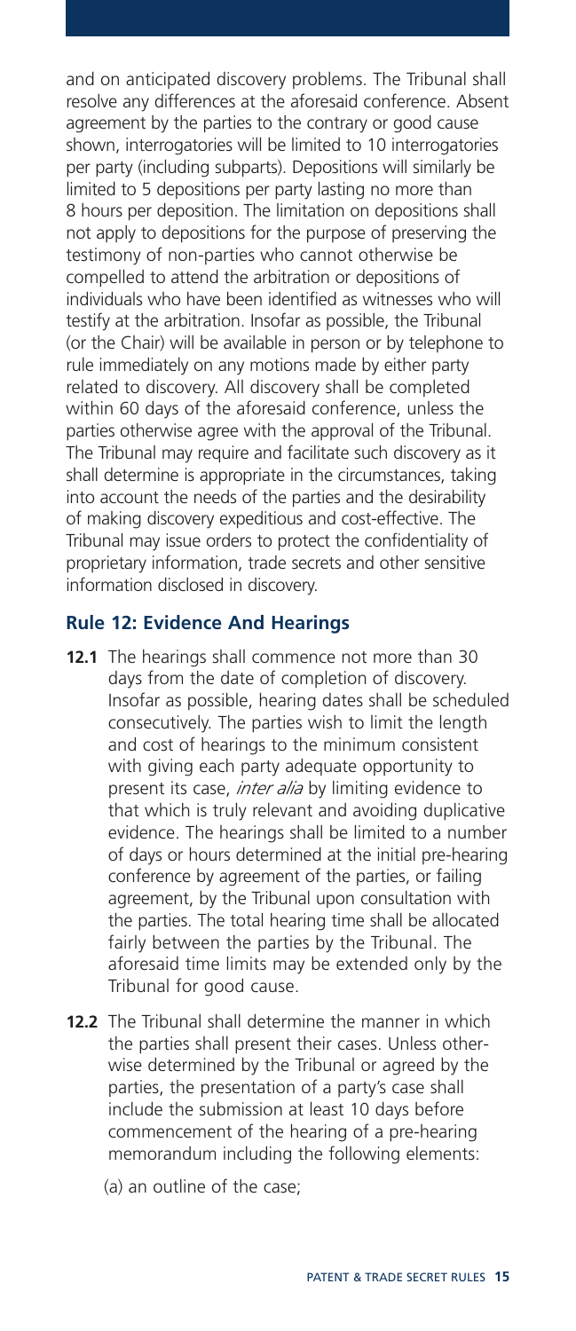and on anticipated discovery problems. The Tribunal shall resolve any differences at the aforesaid conference. Absent agreement by the parties to the contrary or good cause shown, interrogatories will be limited to 10 interrogatories per party (including subparts). Depositions will similarly be limited to 5 depositions per party lasting no more than 8 hours per deposition. The limitation on depositions shall not apply to depositions for the purpose of preserving the testimony of non-parties who cannot otherwise be compelled to attend the arbitration or depositions of individuals who have been identified as witnesses who will testify at the arbitration. Insofar as possible, the Tribunal (or the Chair) will be available in person or by telephone to rule immediately on any motions made by either party related to discovery. All discovery shall be completed within 60 days of the aforesaid conference, unless the parties otherwise agree with the approval of the Tribunal. The Tribunal may require and facilitate such discovery as it shall determine is appropriate in the circumstances, taking into account the needs of the parties and the desirability of making discovery expeditious and cost-effective. The Tribunal may issue orders to protect the confidentiality of proprietary information, trade secrets and other sensitive information disclosed in discovery.

## Rule 12: Evidence And Hearings

**12.1** The hearings shall commence not more than 30 days from the date of completion of discovery. Insofar as possible, hearing dates shall be scheduled consecutively. The parties wish to limit the length and cost of hearings to the minimum consistent with giving each party adequate opportunity to present its case, *inter alia* by limiting evidence to that which is truly relevant and avoiding duplicative evidence. The hearings shall be limited to a number of days or hours determined at the initial pre-hearing conference by agreement of the parties, or failing agreement, by the Tribunal upon consultation with the parties. The total hearing time shall be allocated fairly between the parties by the Tribunal. The aforesaid time limits may be extended only by the Tribunal for good cause.

**12.2** The Tribunal shall determine the manner in which the parties shall present their cases. Unless otherwise determined by the Tribunal or agreed by the parties, the presentation of a party's case shall include the submission at least 10 days before commencement of the hearing of a pre-hearing memorandum including the following elements:

(a) an outline of the case;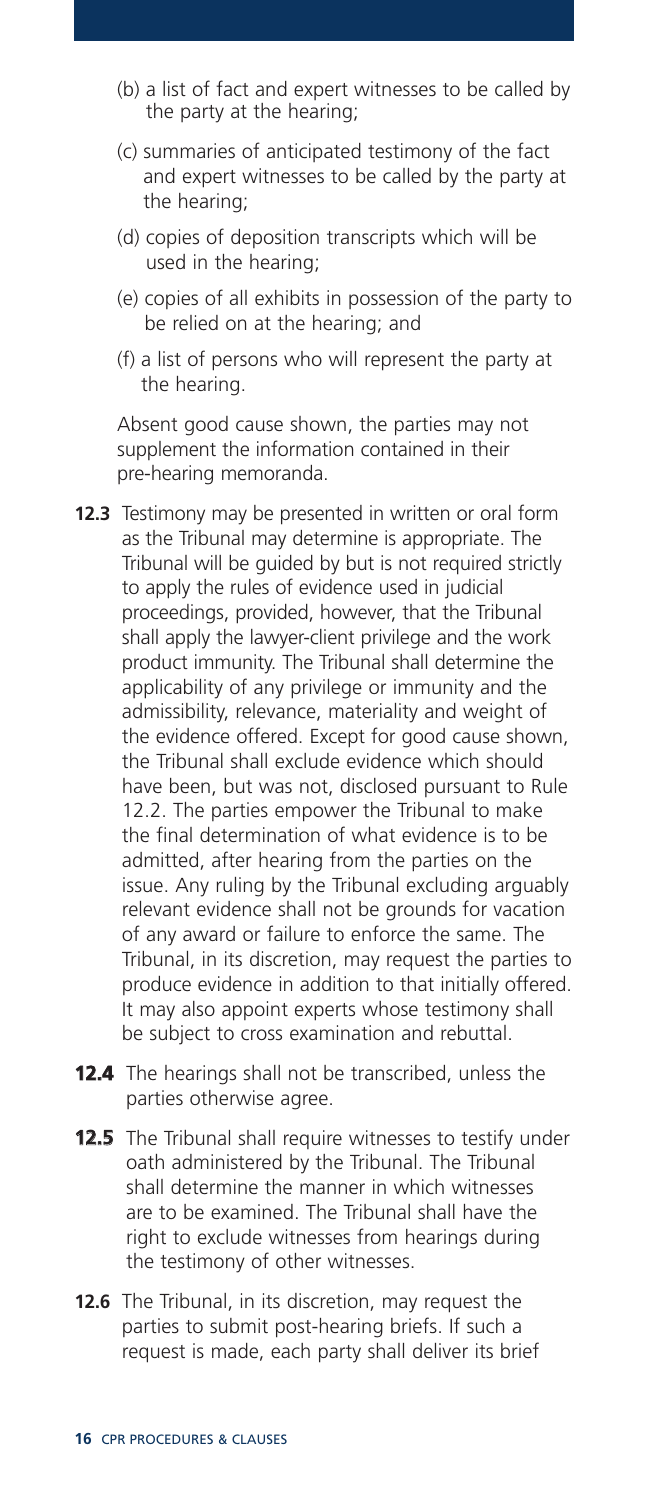(b) a list of fact and expert witnesses to be called by the party at the hearing;

(c) summaries of anticipated testimony of the fact and expert witnesses to be called by the party at the hearing;

(d) copies of deposition transcripts which will be used in the hearing;

(e) copies of all exhibits in possession of the party to be relied on at the hearing; and

(f) a list of persons who will represent the party at the hearing.

Absent good cause shown, the parties may not supplement the information contained in their pre-hearing memoranda.

**12.3** Testimony may be presented in written or oral form as the Tribunal may determine is appropriate. The Tribunal will be guided by but is not required strictly to apply the rules of evidence used in judicial proceedings, provided, however, that the Tribunal shall apply the lawyer-client privilege and the work product immunity. The Tribunal shall determine the applicability of any privilege or immunity and the admissibility, relevance, materiality and weight of the evidence offered. Except for good cause shown, the Tribunal shall exclude evidence which should have been, but was not, disclosed pursuant to Rule 12.2. The parties empower the Tribunal to make the final determination of what evidence is to be admitted, after hearing from the parties on the issue. Any ruling by the Tribunal excluding arguably relevant evidence shall not be grounds for vacation of any award or failure to enforce the same. The Tribunal, in its discretion, may request the parties to produce evidence in addition to that initially offered. It may also appoint experts whose testimony shall be subject to cross examination and rebuttal.

**12.4** The hearings shall not be transcribed, unless the parties otherwise agree.

**12.5** The Tribunal shall require witnesses to testify under oath administered by the Tribunal. The Tribunal shall determine the manner in which witnesses are to be examined. The Tribunal shall have the right to exclude witnesses from hearings during the testimony of other witnesses.

**12.6** The Tribunal, in its discretion, may request the parties to submit post-hearing briefs. If such a request is made, each party shall deliver its brief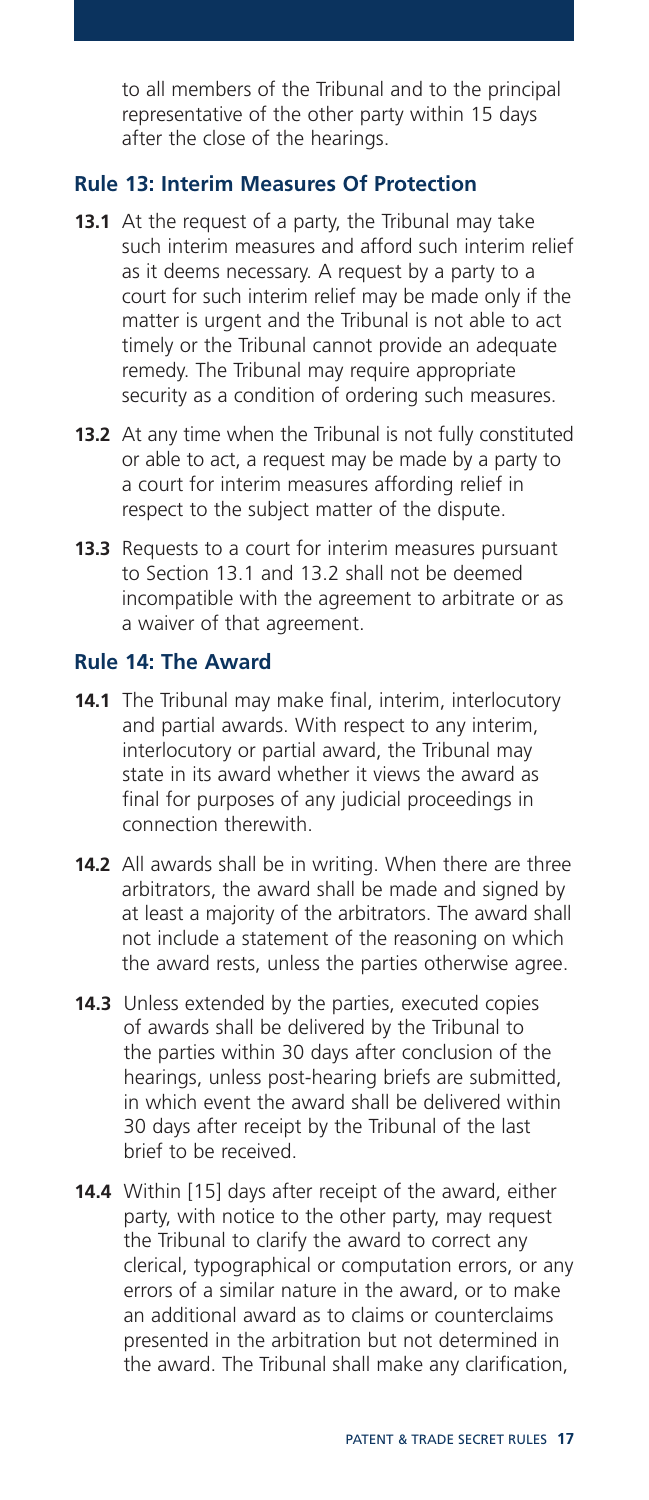to all members of the Tribunal and to the principal representative of the other party within 15 days after the close of the hearings.

### Rule 13: Interim Measures Of Protection

**13.1** At the request of a party, the Tribunal may take such interim measures and afford such interim relief as it deems necessary. A request by a party to a court for such interim relief may be made only if the matter is urgent and the Tribunal is not able to act timely or the Tribunal cannot provide an adequate remedy. The Tribunal may require appropriate security as a condition of ordering such measures.

**13.2** At any time when the Tribunal is not fully constituted or able to act, a request may be made by a party to a court for interim measures affording relief in respect to the subject matter of the dispute.

**13.3** Requests to a court for interim measures pursuant to Section 13.1 and 13.2 shall not be deemed incompatible with the agreement to arbitrate or as a waiver of that agreement.

### Rule 14: The Award

**14.1** The Tribunal may make final, interim, interlocutory and partial awards. With respect to any interim, interlocutory or partial award, the Tribunal may state in its award whether it views the award as final for purposes of any judicial proceedings in connection therewith.

**14.2** All awards shall be in writing. When there are three arbitrators, the award shall be made and signed by at least a majority of the arbitrators. The award shall not include a statement of the reasoning on which the award rests, unless the parties otherwise agree.

**14.3** Unless extended by the parties, executed copies of awards shall be delivered by the Tribunal to the parties within 30 days after conclusion of the hearings, unless post-hearing briefs are submitted, in which event the award shall be delivered within 30 days after receipt by the Tribunal of the last brief to be received.

**14.4** Within [15] days after receipt of the award, either party, with notice to the other party, may request the Tribunal to clarify the award to correct any clerical, typographical or computation errors, or any errors of a similar nature in the award, or to make an additional award as to claims or counterclaims presented in the arbitration but not determined in the award. The Tribunal shall make any clarification,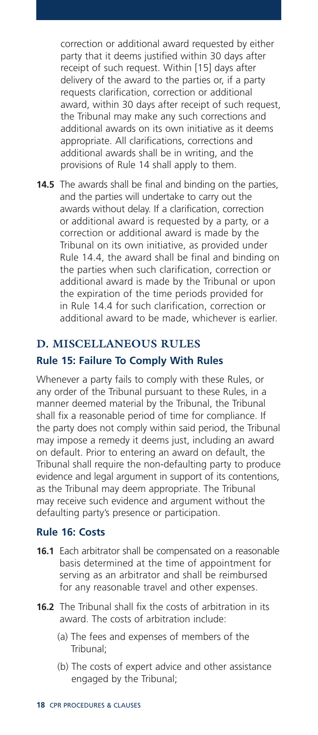correction or additional award requested by either party that it deems justified within 30 days after receipt of such request. Within [15] days after delivery of the award to the parties or, if a party requests clarification, correction or additional award, within 30 days after receipt of such request, the Tribunal may make any such corrections and additional awards on its own initiative as it deems appropriate. All clarifications, corrections and additional awards shall be in writing, and the provisions of Rule 14 shall apply to them.

**14.5** The awards shall be final and binding on the parties, and the parties will undertake to carry out the awards without delay. If a clarification, correction or additional award is requested by a party, or a correction or additional award is made by the Tribunal on its own initiative, as provided under Rule 14.4, the award shall be final and binding on the parties when such clarification, correction or additional award is made by the Tribunal or upon the expiration of the time periods provided for in Rule 14.4 for such clarification, correction or additional award to be made, whichever is earlier.

## D. MISCELLANEOUS RULES

### Rule 15: Failure To Comply With Rules

Whenever a party fails to comply with these Rules, or any order of the Tribunal pursuant to these Rules, in a manner deemed material by the Tribunal, the Tribunal shall fix a reasonable period of time for compliance. If the party does not comply within said period, the Tribunal may impose a remedy it deems just, including an award on default. Prior to entering an award on default, the Tribunal shall require the non-defaulting party to produce evidence and legal argument in support of its contentions, as the Tribunal may deem appropriate. The Tribunal may receive such evidence and argument without the defaulting party's presence or participation.

### Rule 16: Costs

**16.1** Each arbitrator shall be compensated on a reasonable basis determined at the time of appointment for serving as an arbitrator and shall be reimbursed for any reasonable travel and other expenses.

**16.2** The Tribunal shall fix the costs of arbitration in its award. The costs of arbitration include:

(a) The fees and expenses of members of the Tribunal;

(b) The costs of expert advice and other assistance engaged by the Tribunal;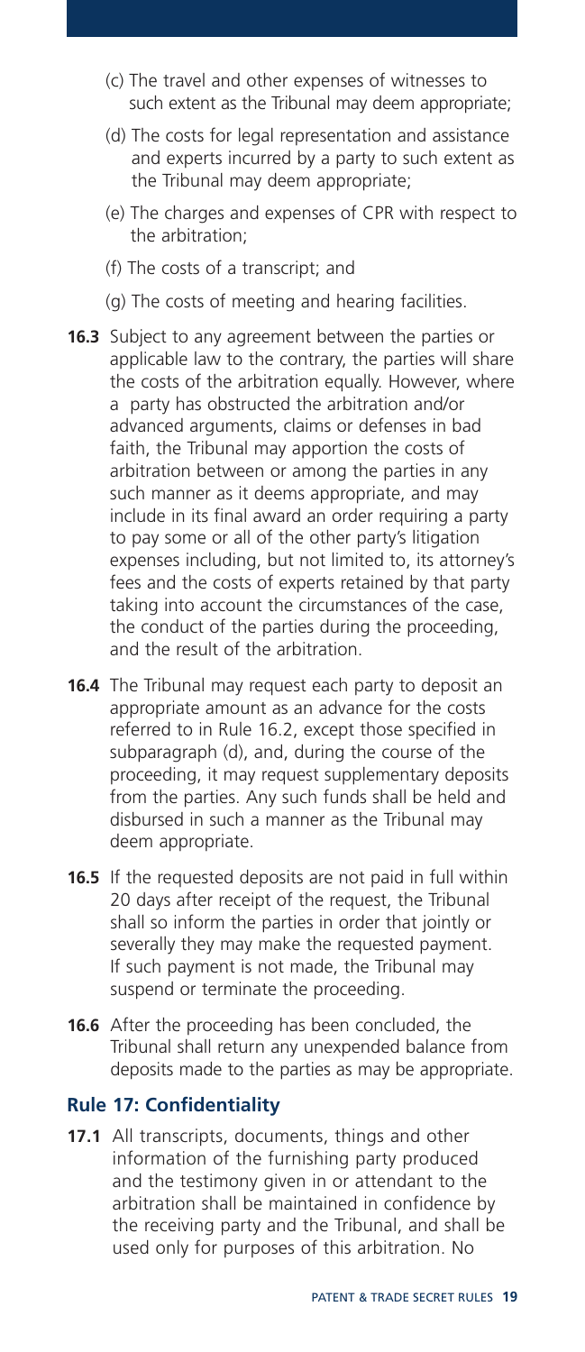(c) The travel and other expenses of witnesses to such extent as the Tribunal may deem appropriate;

(d) The costs for legal representation and assistance and experts incurred by a party to such extent as the Tribunal may deem appropriate;

(e) The charges and expenses of CPR with respect to the arbitration;

(f) The costs of a transcript; and

(g) The costs of meeting and hearing facilities.

**16.3** Subject to any agreement between the parties or applicable law to the contrary, the parties will share the costs of the arbitration equally. However, where a party has obstructed the arbitration and/or advanced arguments, claims or defenses in bad faith, the Tribunal may apportion the costs of arbitration between or among the parties in any such manner as it deems appropriate, and may include in its final award an order requiring a party to pay some or all of the other party's litigation expenses including, but not limited to, its attorney's fees and the costs of experts retained by that party taking into account the circumstances of the case, the conduct of the parties during the proceeding, and the result of the arbitration.

**16.4** The Tribunal may request each party to deposit an appropriate amount as an advance for the costs referred to in Rule 16.2, except those specified in subparagraph (d), and, during the course of the proceeding, it may request supplementary deposits from the parties. Any such funds shall be held and disbursed in such a manner as the Tribunal may deem appropriate.

**16.5** If the requested deposits are not paid in full within 20 days after receipt of the request, the Tribunal shall so inform the parties in order that jointly or severally they may make the requested payment. If such payment is not made, the Tribunal may suspend or terminate the proceeding.

**16.6** After the proceeding has been concluded, the Tribunal shall return any unexpended balance from deposits made to the parties as may be appropriate.

### Rule 17: Confidentiality

**17.1** All transcripts, documents, things and other information of the furnishing party produced and the testimony given in or attendant to the arbitration shall be maintained in confidence by the receiving party and the Tribunal, and shall be used only for purposes of this arbitration. No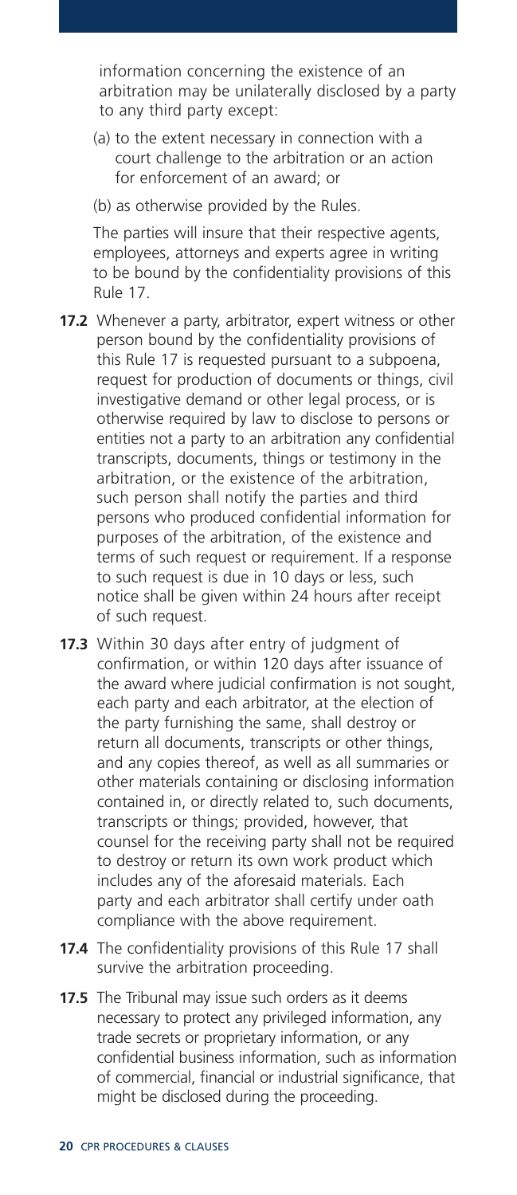information concerning the existence of an arbitration may be unilaterally disclosed by a party to any third party except:

(a) to the extent necessary in connection with a court challenge to the arbitration or an action for enforcement of an award; or

(b) as otherwise provided by the Rules.

The parties will insure that their respective agents, employees, attorneys and experts agree in writing to be bound by the confidentiality provisions of this Rule 17.

**17.2** Whenever a party, arbitrator, expert witness or other person bound by the confidentiality provisions of this Rule 17 is requested pursuant to a subpoena, request for production of documents or things, civil investigative demand or other legal process, or is otherwise required by law to disclose to persons or entities not a party to an arbitration any confidential transcripts, documents, things or testimony in the arbitration, or the existence of the arbitration, such person shall notify the parties and third persons who produced confidential information for purposes of the arbitration, of the existence and terms of such request or requirement. If a response to such request is due in 10 days or less, such notice shall be given within 24 hours after receipt of such request.

**17.3** Within 30 days after entry of judgment of confirmation, or within 120 days after issuance of the award where judicial confirmation is not sought, each party and each arbitrator, at the election of the party furnishing the same, shall destroy or return all documents, transcripts or other things, and any copies thereof, as well as all summaries or other materials containing or disclosing information contained in, or directly related to, such documents, transcripts or things; provided, however, that counsel for the receiving party shall not be required to destroy or return its own work product which includes any of the aforesaid materials. Each party and each arbitrator shall certify under oath compliance with the above requirement.

**17.4** The confidentiality provisions of this Rule 17 shall survive the arbitration proceeding.

**17.5** The Tribunal may issue such orders as it deems necessary to protect any privileged information, any trade secrets or proprietary information, or any confidential business information, such as information of commercial, financial or industrial significance, that might be disclosed during the proceeding.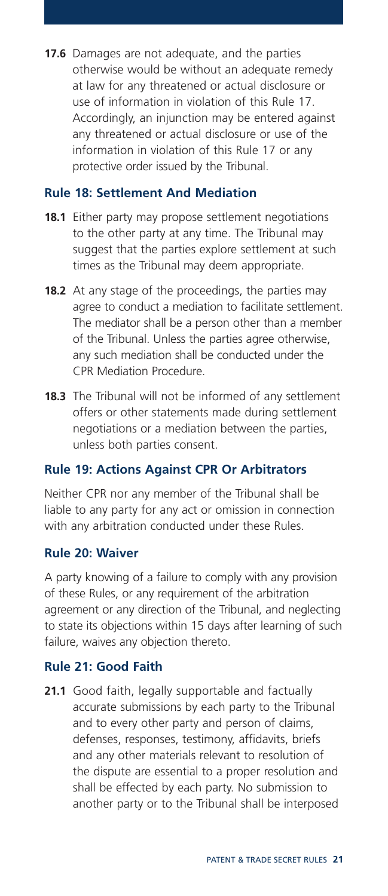**17.6** Damages are not adequate, and the parties otherwise would be without an adequate remedy at law for any threatened or actual disclosure or use of information in violation of this Rule 17. Accordingly, an injunction may be entered against any threatened or actual disclosure or use of the information in violation of this Rule 17 or any protective order issued by the Tribunal.

## Rule 18: Settlement And Mediation

**18.1** Either party may propose settlement negotiations to the other party at any time. The Tribunal may suggest that the parties explore settlement at such times as the Tribunal may deem appropriate.

**18.2** At any stage of the proceedings, the parties may agree to conduct a mediation to facilitate settlement. The mediator shall be a person other than a member of the Tribunal. Unless the parties agree otherwise, any such mediation shall be conducted under the CPR Mediation Procedure.

**18.3** The Tribunal will not be informed of any settlement offers or other statements made during settlement negotiations or a mediation between the parties, unless both parties consent.

## Rule 19: Actions Against CPR Or Arbitrators

Neither CPR nor any member of the Tribunal shall be liable to any party for any act or omission in connection with any arbitration conducted under these Rules.

## Rule 20: Waiver

A party knowing of a failure to comply with any provision of these Rules, or any requirement of the arbitration agreement or any direction of the Tribunal, and neglecting to state its objections within 15 days after learning of such failure, waives any objection thereto.

## Rule 21: Good Faith

**21.1** Good faith, legally supportable and factually accurate submissions by each party to the Tribunal and to every other party and person of claims, defenses, responses, testimony, affidavits, briefs and any other materials relevant to resolution of the dispute are essential to a proper resolution and shall be effected by each party. No submission to another party or to the Tribunal shall be interposed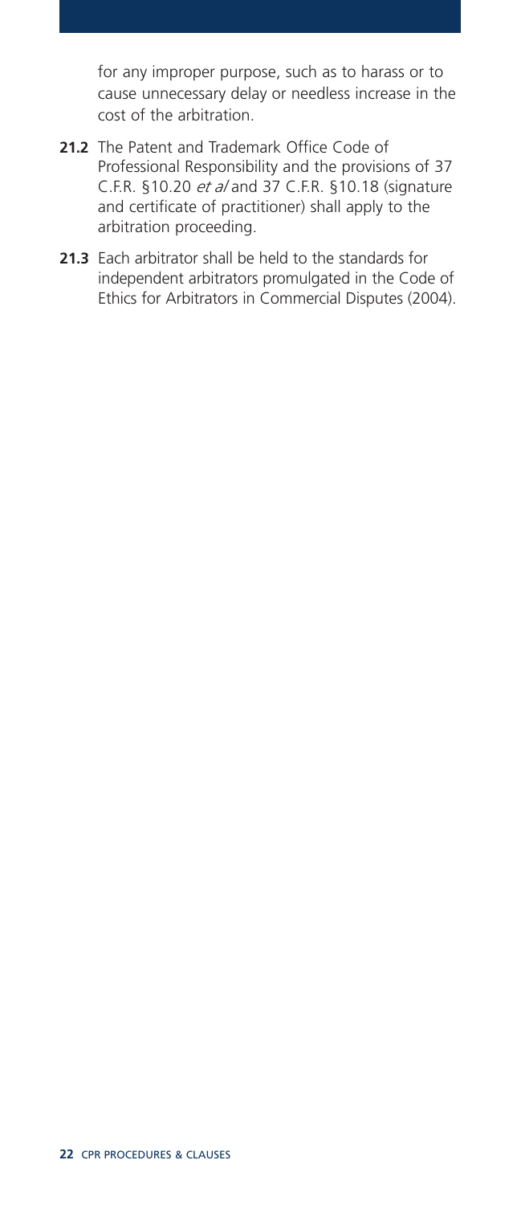for any improper purpose, such as to harass or to cause unnecessary delay or needless increase in the cost of the arbitration.

**21.2** The Patent and Trademark Office Code of Professional Responsibility and the provisions of 37 C.F.R. §10.20 *et al* and 37 C.F.R. §10.18 (signature and certificate of practitioner) shall apply to the arbitration proceeding.

**21.3** Each arbitrator shall be held to the standards for independent arbitrators promulgated in the Code of Ethics for Arbitrators in Commercial Disputes (2004).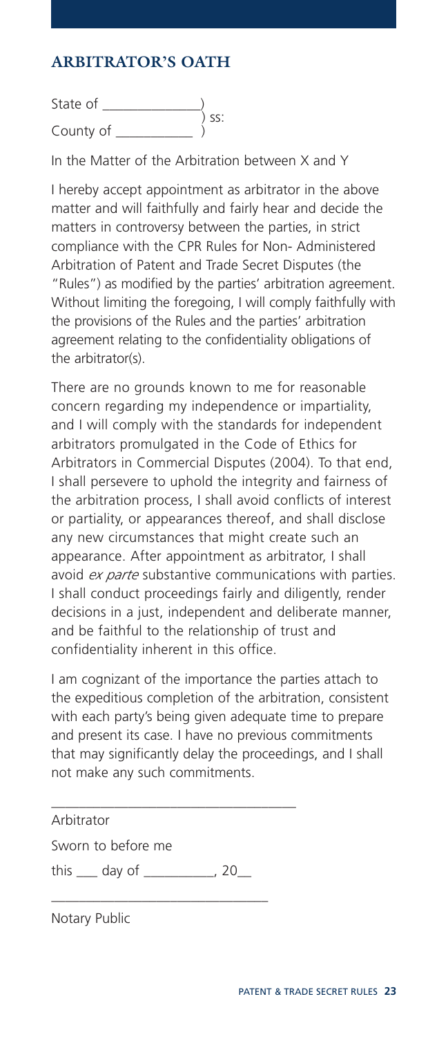## ARBITRATOR'S OATH

State of ______________)
                                        ) ss:
County of ___________ )

In the Matter of the Arbitration between X and Y

I hereby accept appointment as arbitrator in the above matter and will faithfully and fairly hear and decide the matters in controversy between the parties, in strict compliance with the CPR Rules for Non- Administered Arbitration of Patent and Trade Secret Disputes (the "Rules") as modified by the parties' arbitration agreement. Without limiting the foregoing, I will comply faithfully with the provisions of the Rules and the parties' arbitration agreement relating to the confidentiality obligations of the arbitrator(s).

There are no grounds known to me for reasonable concern regarding my independence or impartiality, and I will comply with the standards for independent arbitrators promulgated in the Code of Ethics for Arbitrators in Commercial Disputes (2004). To that end, I shall persevere to uphold the integrity and fairness of the arbitration process, I shall avoid conflicts of interest or partiality, or appearances thereof, and shall disclose any new circumstances that might create such an appearance. After appointment as arbitrator, I shall avoid *ex parte* substantive communications with parties. I shall conduct proceedings fairly and diligently, render decisions in a just, independent and deliberate manner, and be faithful to the relationship of trust and confidentiality inherent in this office.

I am cognizant of the importance the parties attach to the expeditious completion of the arbitration, consistent with each party's being given adequate time to prepare and present its case. I have no previous commitments that may significantly delay the proceedings, and I shall not make any such commitments.

___________________________________

Arbitrator

Sworn to before me

this ___ day of __________, 20__

_______________________________

Notary Public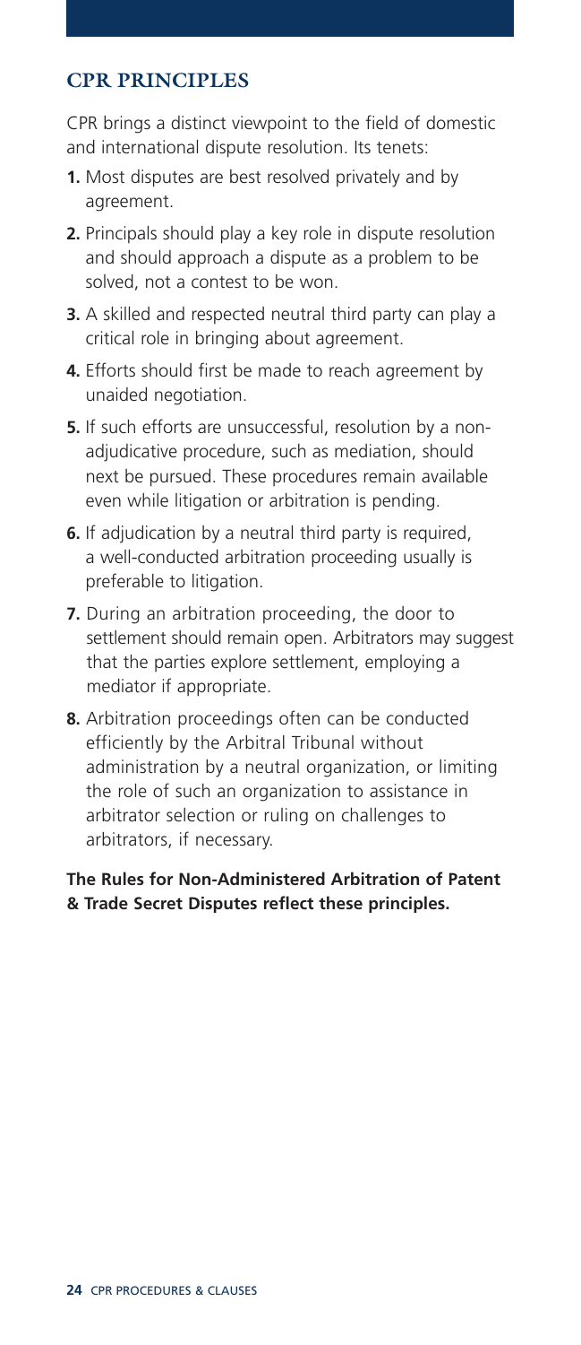## CPR PRINCIPLES

CPR brings a distinct viewpoint to the field of domestic and international dispute resolution. Its tenets:

1. Most disputes are best resolved privately and by agreement.
2. Principals should play a key role in dispute resolution and should approach a dispute as a problem to be solved, not a contest to be won.
3. A skilled and respected neutral third party can play a critical role in bringing about agreement.
4. Efforts should first be made to reach agreement by unaided negotiation.
5. If such efforts are unsuccessful, resolution by a non-adjudicative procedure, such as mediation, should next be pursued. These procedures remain available even while litigation or arbitration is pending.
6. If adjudication by a neutral third party is required, a well-conducted arbitration proceeding usually is preferable to litigation.
7. During an arbitration proceeding, the door to settlement should remain open. Arbitrators may suggest that the parties explore settlement, employing a mediator if appropriate.
8. Arbitration proceedings often can be conducted efficiently by the Arbitral Tribunal without administration by a neutral organization, or limiting the role of such an organization to assistance in arbitrator selection or ruling on challenges to arbitrators, if necessary.

**The Rules for Non-Administered Arbitration of Patent & Trade Secret Disputes reflect these principles.**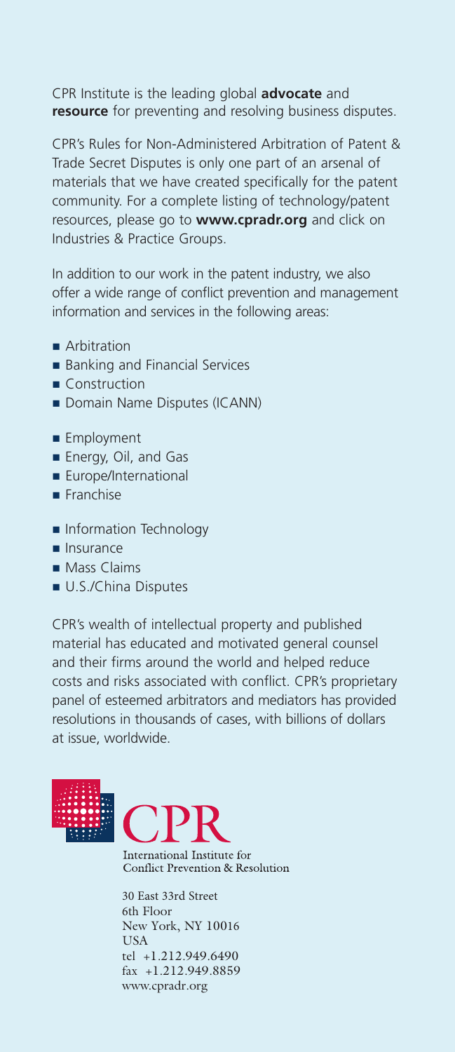CPR Institute is the leading global **advocate** and **resource** for preventing and resolving business disputes.

CPR's Rules for Non-Administered Arbitration of Patent & Trade Secret Disputes is only one part of an arsenal of materials that we have created specifically for the patent community. For a complete listing of technology/patent resources, please go to **www.cpradr.org** and click on Industries & Practice Groups.

In addition to our work in the patent industry, we also offer a wide range of conflict prevention and management information and services in the following areas:

- Arbitration
- Banking and Financial Services
- Construction
- Domain Name Disputes (ICANN)
- Employment
- Energy, Oil, and Gas
- Europe/International
- Franchise
- Information Technology
- Insurance
- Mass Claims
- U.S./China Disputes

CPR's wealth of intellectual property and published material has educated and motivated general counsel and their firms around the world and helped reduce costs and risks associated with conflict. CPR's proprietary panel of esteemed arbitrators and mediators has provided resolutions in thousands of cases, with billions of dollars at issue, worldwide.

CPR

International Institute for
Conflict Prevention & Resolution

30 East 33rd Street
6th Floor
New York, NY 10016
USA
tel +1.212.949.6490
fax +1.212.949.8859
www.cpradr.org